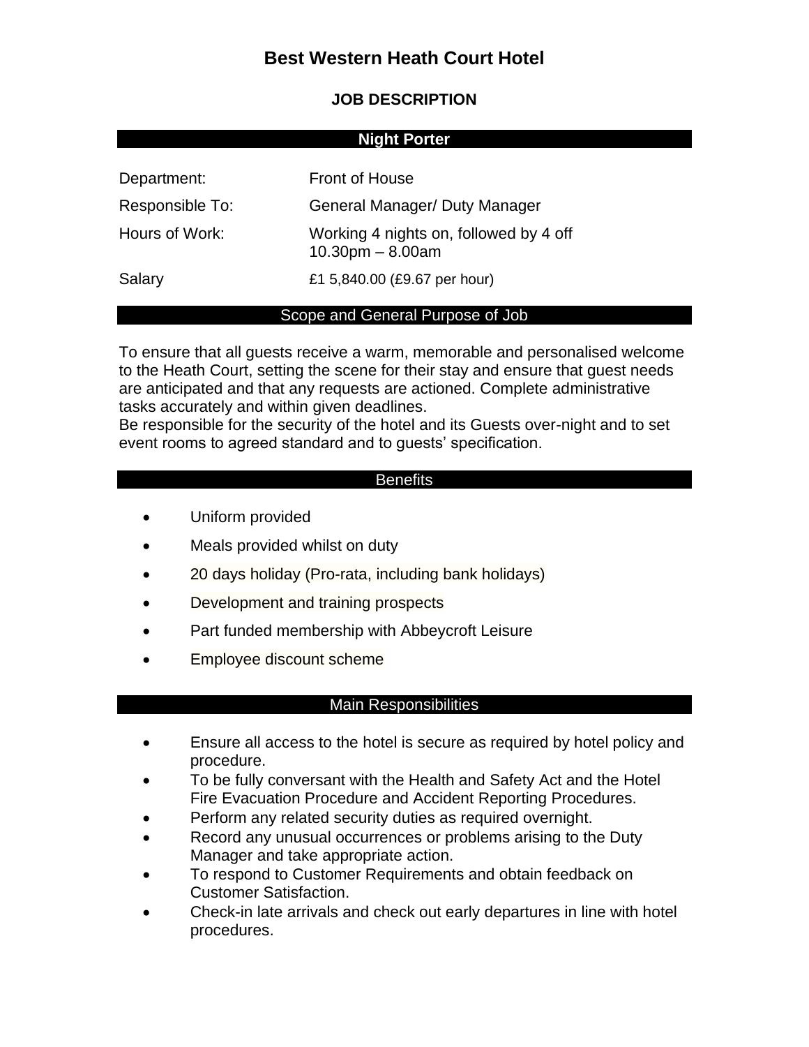# Best Western Heath Court Hotel

## JOB DESCRIPTION

### Night Porter

| | |
|---|---|
| Department: | Front of House |
| Responsible To: | General Manager/ Duty Manager |
| Hours of Work: | Working 4 nights on, followed by 4 off<br>10.30pm – 8.00am |
| Salary | £1 5,840.00 (£9.67 per hour) |

### Scope and General Purpose of Job

To ensure that all guests receive a warm, memorable and personalised welcome to the Heath Court, setting the scene for their stay and ensure that guest needs are anticipated and that any requests are actioned. Complete administrative tasks accurately and within given deadlines.
Be responsible for the security of the hotel and its Guests over-night and to set event rooms to agreed standard and to guests' specification.

### Benefits

- Uniform provided
- Meals provided whilst on duty
- 20 days holiday (Pro-rata, including bank holidays)
- Development and training prospects
- Part funded membership with Abbeycroft Leisure
- Employee discount scheme

### Main Responsibilities

- Ensure all access to the hotel is secure as required by hotel policy and procedure.
- To be fully conversant with the Health and Safety Act and the Hotel Fire Evacuation Procedure and Accident Reporting Procedures.
- Perform any related security duties as required overnight.
- Record any unusual occurrences or problems arising to the Duty Manager and take appropriate action.
- To respond to Customer Requirements and obtain feedback on Customer Satisfaction.
- Check-in late arrivals and check out early departures in line with hotel procedures.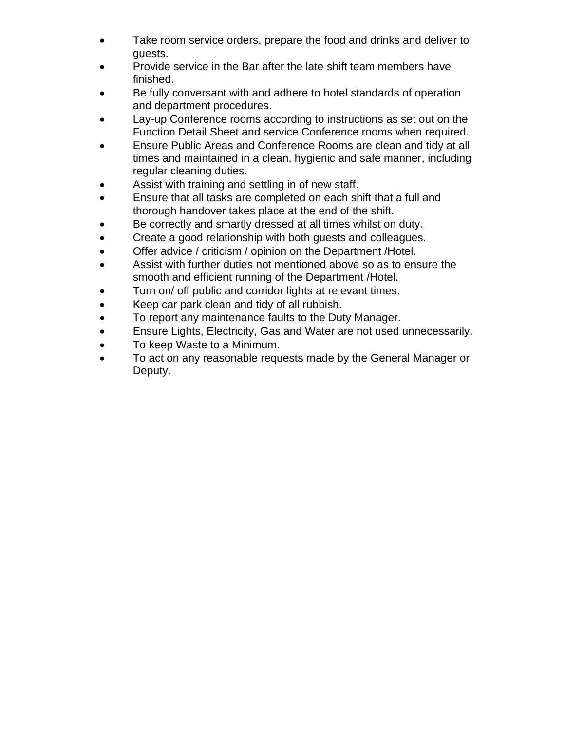- Take room service orders, prepare the food and drinks and deliver to guests.
- Provide service in the Bar after the late shift team members have finished.
- Be fully conversant with and adhere to hotel standards of operation and department procedures.
- Lay-up Conference rooms according to instructions as set out on the Function Detail Sheet and service Conference rooms when required.
- Ensure Public Areas and Conference Rooms are clean and tidy at all times and maintained in a clean, hygienic and safe manner, including regular cleaning duties.
- Assist with training and settling in of new staff.
- Ensure that all tasks are completed on each shift that a full and thorough handover takes place at the end of the shift.
- Be correctly and smartly dressed at all times whilst on duty.
- Create a good relationship with both guests and colleagues.
- Offer advice / criticism / opinion on the Department /Hotel.
- Assist with further duties not mentioned above so as to ensure the smooth and efficient running of the Department /Hotel.
- Turn on/ off public and corridor lights at relevant times.
- Keep car park clean and tidy of all rubbish.
- To report any maintenance faults to the Duty Manager.
- Ensure Lights, Electricity, Gas and Water are not used unnecessarily.
- To keep Waste to a Minimum.
- To act on any reasonable requests made by the General Manager or Deputy.